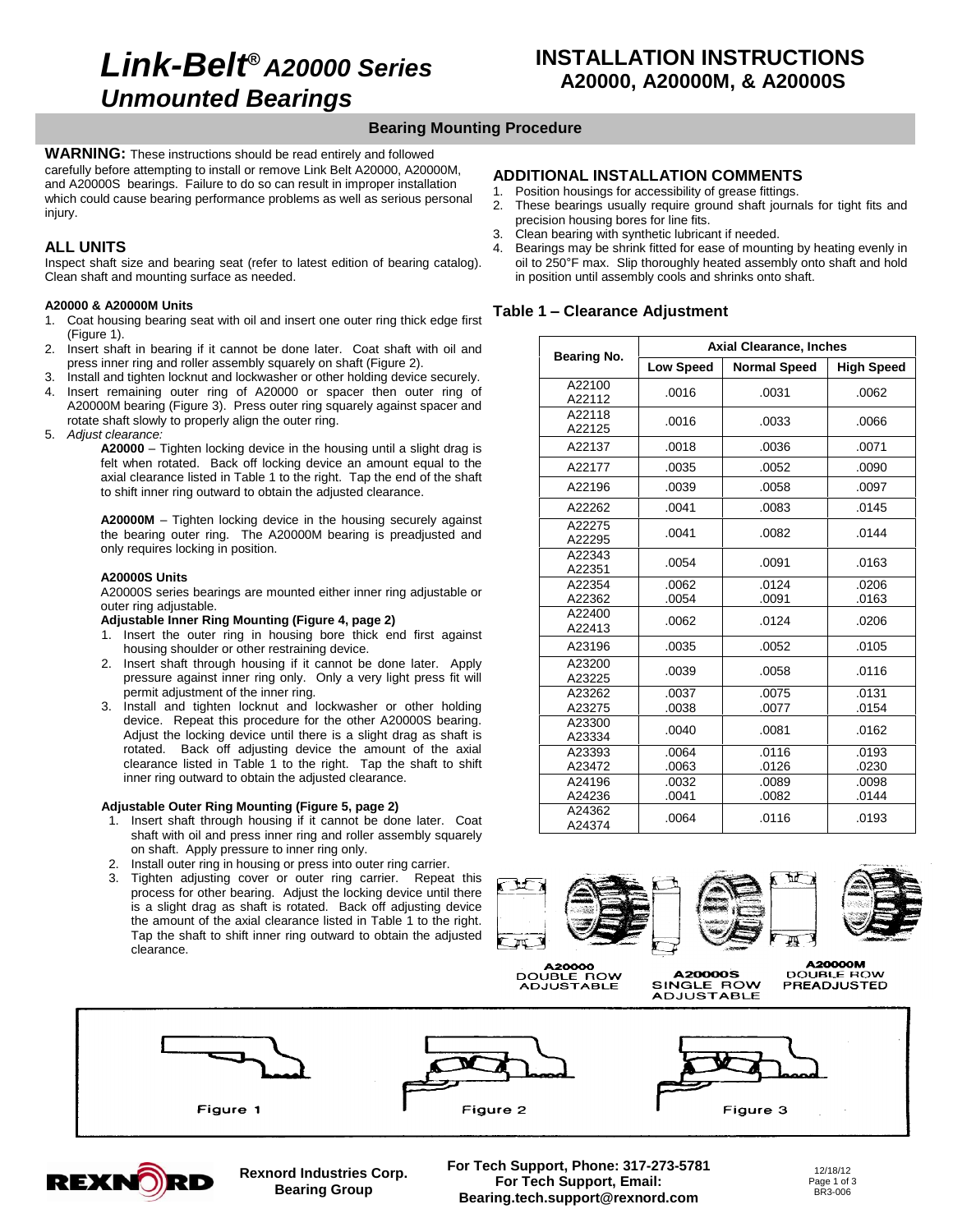# *Link-Belt® A20000 Series Unmounted Bearings*

# INSTALLATION INSTRUCTIONS A20000, A20000M, & A20000S

## Bearing Mounting Procedure

**WARNING:** These instructions should be read entirely and followed carefully before attempting to install or remove Link Belt A20000, A20000M, and A20000S bearings. Failure to do so can result in improper installation which could cause bearing performance problems as well as serious personal injury.

### ALL UNITS

Inspect shaft size and bearing seat (refer to latest edition of bearing catalog). Clean shaft and mounting surface as needed.

#### A20000 & A20000M Units

1. Coat housing bearing seat with oil and insert one outer ring thick edge first (Figure 1).
2. Insert shaft in bearing if it cannot be done later. Coat shaft with oil and press inner ring and roller assembly squarely on shaft (Figure 2).
3. Install and tighten locknut and lockwasher or other holding device securely.
4. Insert remaining outer ring of A20000 or spacer then outer ring of A20000M bearing (Figure 3). Press outer ring squarely against spacer and rotate shaft slowly to properly align the outer ring.
5. *Adjust clearance:*

   **A20000** – Tighten locking device in the housing until a slight drag is felt when rotated. Back off locking device an amount equal to the axial clearance listed in Table 1 to the right. Tap the end of the shaft to shift inner ring outward to obtain the adjusted clearance.

   **A20000M** – Tighten locking device in the housing securely against the bearing outer ring. The A20000M bearing is preadjusted and only requires locking in position.

#### A20000S Units

A20000S series bearings are mounted either inner ring adjustable or outer ring adjustable.

**Adjustable Inner Ring Mounting (Figure 4, page 2)**

1. Insert the outer ring in housing bore thick end first against housing shoulder or other restraining device.
2. Insert shaft through housing if it cannot be done later. Apply pressure against inner ring only. Only a very light press fit will permit adjustment of the inner ring.
3. Install and tighten locknut and lockwasher or other holding device. Repeat this procedure for the other A20000S bearing. Adjust the locking device until there is a slight drag as shaft is rotated. Back off adjusting device the amount of the axial clearance listed in Table 1 to the right. Tap the shaft to shift inner ring outward to obtain the adjusted clearance.

**Adjustable Outer Ring Mounting (Figure 5, page 2)**

1. Insert shaft through housing if it cannot be done later. Coat shaft with oil and press inner ring and roller assembly squarely on shaft. Apply pressure to inner ring only.
2. Install outer ring in housing or press into outer ring carrier.
3. Tighten adjusting cover or outer ring carrier. Repeat this process for other bearing. Adjust the locking device until there is a slight drag as shaft is rotated. Back off adjusting device the amount of the axial clearance listed in Table 1 to the right. Tap the shaft to shift inner ring outward to obtain the adjusted clearance.

### ADDITIONAL INSTALLATION COMMENTS

1. Position housings for accessibility of grease fittings.
2. These bearings usually require ground shaft journals for tight fits and precision housing bores for line fits.
3. Clean bearing with synthetic lubricant if needed.
4. Bearings may be shrink fitted for ease of mounting by heating evenly in oil to 250°F max. Slip thoroughly heated assembly onto shaft and hold in position until assembly cools and shrinks onto shaft.

### Table 1 – Clearance Adjustment

| Bearing No. | Axial Clearance, Inches | | |
|---|---|---|---|
| | Low Speed | Normal Speed | High Speed |
| A22100 A22112 | .0016 | .0031 | .0062 |
| A22118 A22125 | .0016 | .0033 | .0066 |
| A22137 | .0018 | .0036 | .0071 |
| A22177 | .0035 | .0052 | .0090 |
| A22196 | .0039 | .0058 | .0097 |
| A22262 | .0041 | .0083 | .0145 |
| A22275 A22295 | .0041 | .0082 | .0144 |
| A22343 A22351 | .0054 | .0091 | .0163 |
| A22354 | .0062 | .0124 | .0206 |
| A22362 | .0054 | .0091 | .0163 |
| A22400 A22413 | .0062 | .0124 | .0206 |
| A23196 | .0035 | .0052 | .0105 |
| A23200 A23225 | .0039 | .0058 | .0116 |
| A23262 | .0037 | .0075 | .0131 |
| A23275 | .0038 | .0077 | .0154 |
| A23300 A23334 | .0040 | .0081 | .0162 |
| A23393 | .0064 | .0116 | .0193 |
| A23472 | .0063 | .0126 | .0230 |
| A24196 | .0032 | .0089 | .0098 |
| A24236 | .0041 | .0082 | .0144 |
| A24362 A24374 | .0064 | .0116 | .0193 |

A20000 DOUBLE ROW ADJUSTABLE

A20000S SINGLE ROW ADJUSTABLE

A20000M DOUBLE ROW PREADJUSTED

Figure 1

Figure 2

Figure 3

Rexnord Industries Corp.
Bearing Group

For Tech Support, Phone: 317-273-5781
For Tech Support, Email: Bearing.tech.support@rexnord.com

12/18/12
BR3-006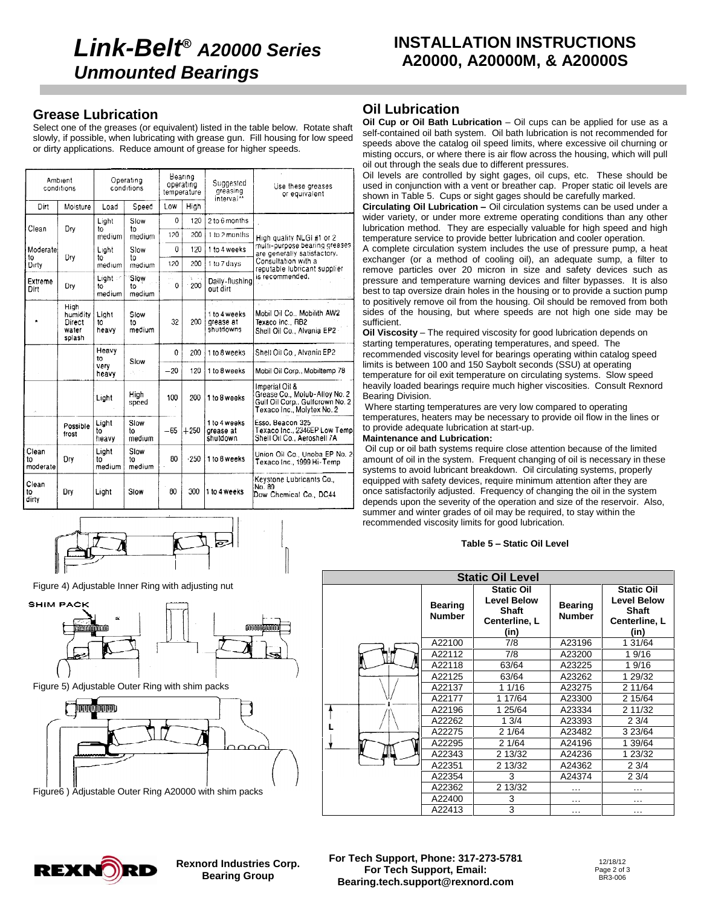## Grease Lubrication

Select one of the greases (or equivalent) listed in the table below. Rotate shaft slowly, if possible, when lubricating with grease gun. Fill housing for low speed or dirty applications. Reduce amount of grease for higher speeds.

| Ambient conditions | | Operating conditions | | Bearing operating temperature | | Suggested greasing interval** | Use these greases or equivalent |
|---|---|---|---|---|---|---|---|
| Dirt | Moisture | Load | Speed | Low | High | | |
| Clean | Dry | Light to medium | Slow to medium | 0 | 120 | 2 to 6 months | High quality NLGI #1 or 2 multi-purpose bearing greases are generally satisfactory. Consultation with a reputable lubricant supplier is recommended. |
| | | | | 120 | 200 | 1 to 2 months | |
| Moderate to Dirty | Dry | Light to medium | Slow to medium | 0 | 120 | 1 to 4 weeks | |
| | | | | 120 | 200 | 1 to 7 days | |
| Extreme Dirt | Dry | Light to medium | Slow to medium | 0 | 200 | Daily-flushing out dirt | |
| * | High humidity Direct water splash | Light to heavy | Slow to medium | 32 | 200 | 1 to 4 weeks grease at shutdowns | Mobil Oil Co., Mobilith AW2 Texaco Inc., RB2 Shell Oil Co., Alvania EP2 |
| | | Heavy to very heavy | Slow | 0 | 200 | 1 to 8 weeks | Shell Oil Co., Alvania EP2 |
| | | | | −20 | 120 | 1 to 8 weeks | Mobil Oil Corp., Mobiltemp 78 |
| | | Light | High speed | 100 | 200 | 1 to 8 weeks | Imperial Oil & Grease Co., Molub-Alloy No. 2 Gulf Oil Corp., Gulfcrown No. 2 Texaco Inc., Molytex No. 2 |
| | Possible frost | Light to heavy | Slow to medium | −65 | +250 | 1 to 4 weeks grease at shutdown | Esso, Beacon 325 Texaco Inc., 2346EP Low Temp Shell Oil Co., Aeroshell 7A |
| Clean to moderate | Dry | Light to medium | Slow to medium | 80 | 250 | 1 to 8 weeks | Union Oil Co., Unoba EP No. 2 Texaco Inc., 1999 Hi-Temp |
| Clean to dirty | Dry | Light | Slow | 80 | 300 | 1 to 4 weeks | Keystone Lubricants Co., No. 89 Dow Chemical Co., DC44 |

Figure 4) Adjustable Inner Ring with adjusting nut

SHIM PACK

Figure 5) Adjustable Outer Ring with shim packs

Figure6 ) Adjustable Outer Ring A20000 with shim packs

## Oil Lubrication

**Oil Cup or Oil Bath Lubrication** – Oil cups can be applied for use as a self-contained oil bath system. Oil bath lubrication is not recommended for speeds above the catalog oil speed limits, where excessive oil churning or misting occurs, or where there is air flow across the housing, which will pull oil out through the seals due to different pressures.

Oil levels are controlled by sight gages, oil cups, etc. These should be used in conjunction with a vent or breather cap. Proper static oil levels are shown in Table 5. Cups or sight gages should be carefully marked.

**Circulating Oil Lubrication –** Oil circulation systems can be used under a wider variety, or under more extreme operating conditions than any other lubrication method. They are especially valuable for high speed and high temperature service to provide better lubrication and cooler operation.

A complete circulation system includes the use of pressure pump, a heat exchanger (or a method of cooling oil), an adequate sump, a filter to remove particles over 20 micron in size and safety devices such as pressure and temperature warning devices and filter bypasses. It is also best to tap oversize drain holes in the housing or to provide a suction pump to positively remove oil from the housing. Oil should be removed from both sides of the housing, but where speeds are not high one side may be sufficient.

**Oil Viscosity** – The required viscosity for good lubrication depends on starting temperatures, operating temperatures, and speed. The recommended viscosity level for bearings operating within catalog speed limits is between 100 and 150 Saybolt seconds (SSU) at operating temperature for oil exit temperature on circulating systems. Slow speed heavily loaded bearings require much higher viscosities. Consult Rexnord Bearing Division.

Where starting temperatures are very low compared to operating temperatures, heaters may be necessary to provide oil flow in the lines or to provide adequate lubrication at start-up.

**Maintenance and Lubrication:**

Oil cup or oil bath systems require close attention because of the limited amount of oil in the system. Frequent changing of oil is necessary in these systems to avoid lubricant breakdown. Oil circulating systems, properly equipped with safety devices, require minimum attention after they are once satisfactorily adjusted. Frequency of changing the oil in the system depends upon the severity of the operation and size of the reservoir. Also, summer and winter grades of oil may be required, to stay within the recommended viscosity limits for good lubrication.

**Table 5 – Static Oil Level**

| Bearing Number | Static Oil Level Below Shaft Centerline, L (in) | Bearing Number | Static Oil Level Below Shaft Centerline, L (in) |
|---|---|---|---|
| A22100 | 7/8 | A23196 | 1 31/64 |
| A22112 | 7/8 | A23200 | 1 9/16 |
| A22118 | 63/64 | A23225 | 1 9/16 |
| A22125 | 63/64 | A23262 | 1 29/32 |
| A22137 | 1 1/16 | A23275 | 2 11/64 |
| A22177 | 1 17/64 | A23300 | 2 15/64 |
| A22196 | 1 25/64 | A23334 | 2 11/32 |
| A22262 | 1 3/4 | A23393 | 2 3/4 |
| A22275 | 2 1/64 | A23482 | 3 23/64 |
| A22295 | 2 1/64 | A24196 | 1 39/64 |
| A22343 | 2 13/32 | A24236 | 1 23/32 |
| A22351 | 2 13/32 | A24362 | 2 3/4 |
| A22354 | 3 | A24374 | 2 3/4 |
| A22362 | 2 13/32 | … | … |
| A22400 | 3 | … | … |
| A22413 | 3 | … | … |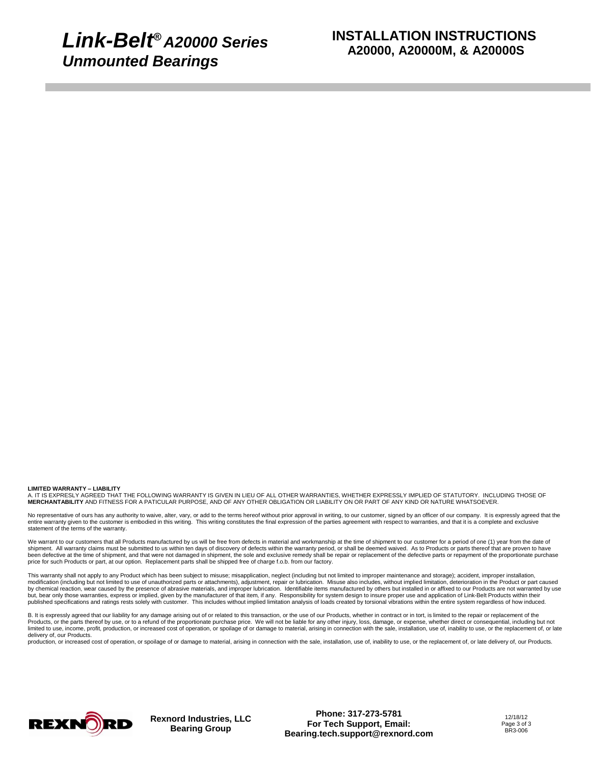**LIMITED WARRANTY – LIABILITY**
A. IT IS EXPRESLY AGREED THAT THE FOLLOWING WARRANTY IS GIVEN IN LIEU OF ALL OTHER WARRANTIES, WHETHER EXPRESSLY IMPLIED OF STATUTORY. INCLUDING THOSE OF **MERCHANTABILITY** AND FITNESS FOR A PATICULAR PURPOSE, AND OF ANY OTHER OBLIGATION OR LIABILITY ON OR PART OF ANY KIND OR NATURE WHATSOEVER.

No representative of ours has any authority to waive, alter, vary, or add to the terms hereof without prior approval in writing, to our customer, signed by an officer of our company. It is expressly agreed that the entire warranty given to the customer is embodied in this writing. This writing constitutes the final expression of the parties agreement with respect to warranties, and that it is a complete and exclusive statement of the terms of the warranty.

We warrant to our customers that all Products manufactured by us will be free from defects in material and workmanship at the time of shipment to our customer for a period of one (1) year from the date of shipment. All warranty claims must be submitted to us within ten days of discovery of defects within the warranty period, or shall be deemed waived. As to Products or parts thereof that are proven to have been defective at the time of shipment, and that were not damaged in shipment, the sole and exclusive remedy shall be repair or replacement of the defective parts or repayment of the proportionate purchase price for such Products or part, at our option. Replacement parts shall be shipped free of charge f.o.b. from our factory.

This warranty shall not apply to any Product which has been subject to misuse; misapplication, neglect (including but not limited to improper maintenance and storage); accident, improper installation, modification (including but not limited to use of unauthorized parts or attachments), adjustment, repair or lubrication. Misuse also includes, without implied limitation, deterioration in the Product or part caused by chemical reaction, wear caused by the presence of abrasive materials, and improper lubrication. Identifiable items manufactured by others but installed in or affixed to our Products are not warranted by use but, bear only those warranties, express or implied, given by the manufacturer of that item, if any. Responsibility for system design to insure proper use and application of Link-Belt Products within their published specifications and ratings rests solely with customer. This includes without implied limitation analysis of loads created by torsional vibrations within the entire system regardless of how induced.

B. It is expressly agreed that our liability for any damage arising out of or related to this transaction, or the use of our Products, whether in contract or in tort, is limited to the repair or replacement of the Products, or the parts thereof by use, or to a refund of the proportionate purchase price. We will not be liable for any other injury, loss, damage, or expense, whether direct or consequential, including but not limited to use, income, profit, production, or increased cost of operation, or spoilage of or damage to material, arising in connection with the sale, installation, use of, inability to use, or the replacement of, or late delivery of, our Products.
production, or increased cost of operation, or spoilage of or damage to material, arising in connection with the sale, installation, use of, inability to use, or the replacement of, or late delivery of, our Products.

**Rexnord Industries, LLC**
**Bearing Group**

**Phone: 317-273-5781**
**For Tech Support, Email:**
**Bearing.tech.support@rexnord.com**

12/18/12
BR3-006